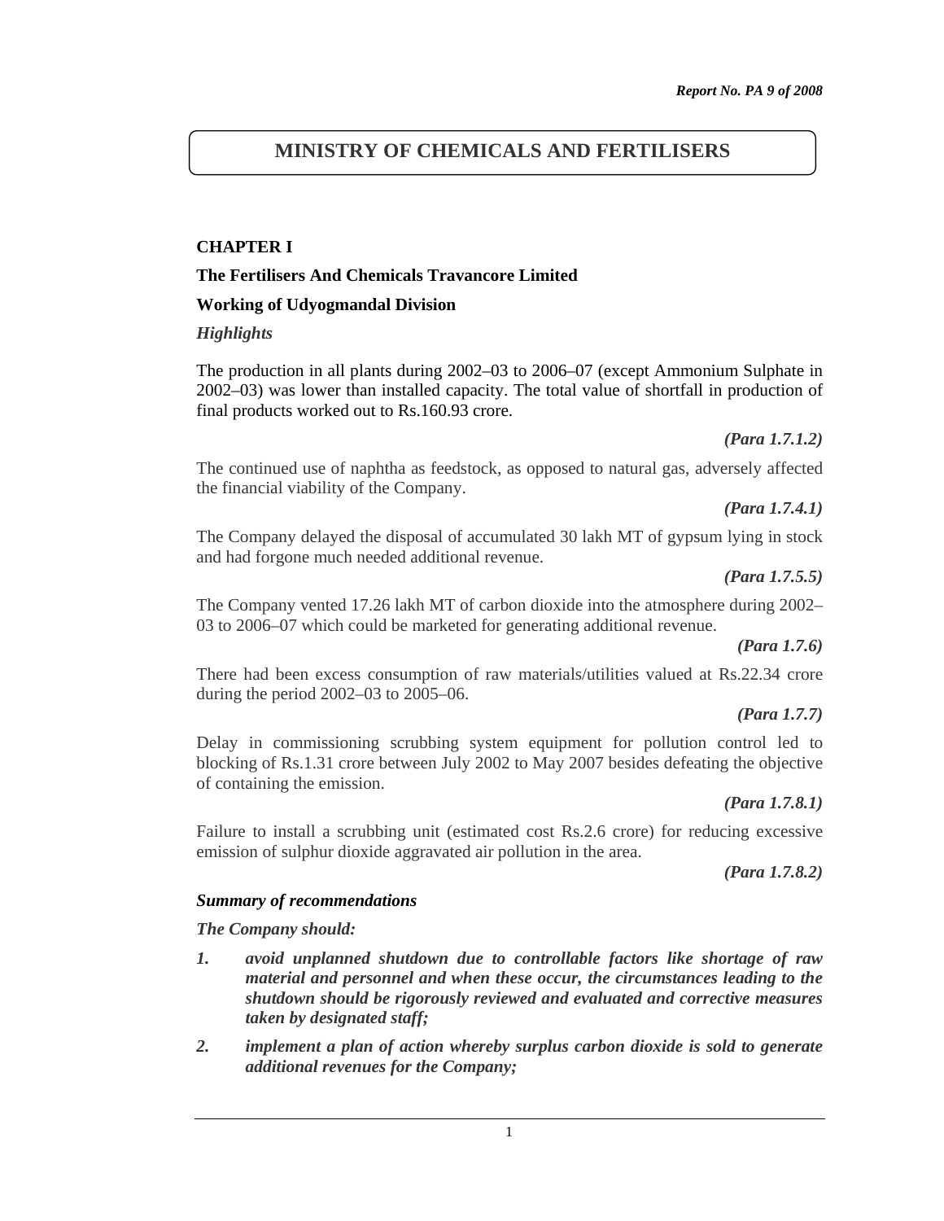# MINISTRY OF CHEMICALS AND FERTILISERS

## CHAPTER I

### The Fertilisers And Chemicals Travancore Limited

### Working of Udyogmandal Division

*Highlights*

The production in all plants during 2002–03 to 2006–07 (except Ammonium Sulphate in 2002–03) was lower than installed capacity. The total value of shortfall in production of final products worked out to Rs.160.93 crore.

***(Para 1.7.1.2)***

The continued use of naphtha as feedstock, as opposed to natural gas, adversely affected the financial viability of the Company.

***(Para 1.7.4.1)***

The Company delayed the disposal of accumulated 30 lakh MT of gypsum lying in stock and had forgone much needed additional revenue.

***(Para 1.7.5.5)***

The Company vented 17.26 lakh MT of carbon dioxide into the atmosphere during 2002–03 to 2006–07 which could be marketed for generating additional revenue.

***(Para 1.7.6)***

There had been excess consumption of raw materials/utilities valued at Rs.22.34 crore during the period 2002–03 to 2005–06.

***(Para 1.7.7)***

Delay in commissioning scrubbing system equipment for pollution control led to blocking of Rs.1.31 crore between July 2002 to May 2007 besides defeating the objective of containing the emission.

***(Para 1.7.8.1)***

Failure to install a scrubbing unit (estimated cost Rs.2.6 crore) for reducing excessive emission of sulphur dioxide aggravated air pollution in the area.

***(Para 1.7.8.2)***

***Summary of recommendations***

***The Company should:***

1. ***avoid unplanned shutdown due to controllable factors like shortage of raw material and personnel and when these occur, the circumstances leading to the shutdown should be rigorously reviewed and evaluated and corrective measures taken by designated staff;***
2. ***implement a plan of action whereby surplus carbon dioxide is sold to generate additional revenues for the Company;***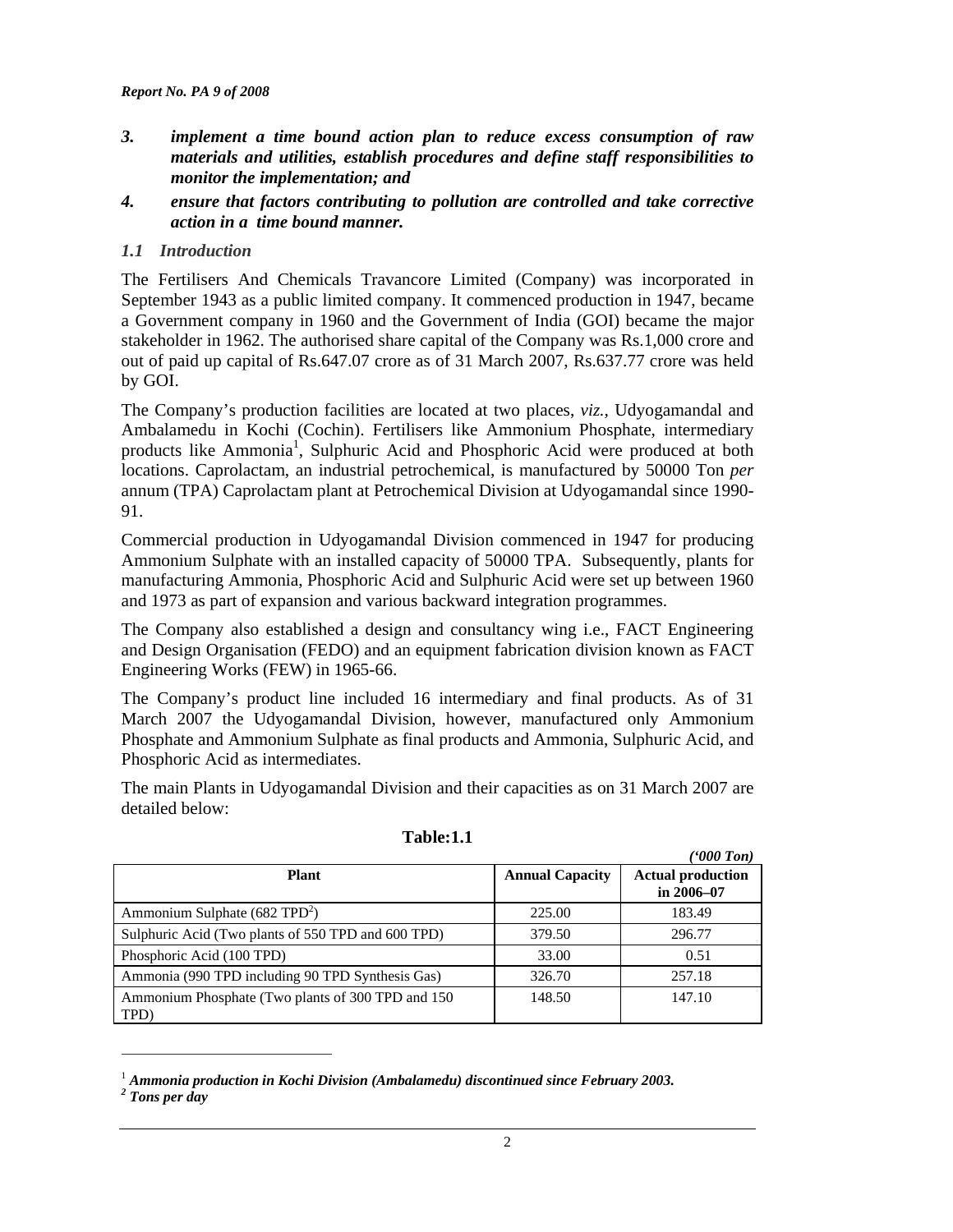*3. implement a time bound action plan to reduce excess consumption of raw materials and utilities, establish procedures and define staff responsibilities to monitor the implementation; and*

*4. ensure that factors contributing to pollution are controlled and take corrective action in a time bound manner.*

### *1.1 Introduction*

The Fertilisers And Chemicals Travancore Limited (Company) was incorporated in September 1943 as a public limited company. It commenced production in 1947, became a Government company in 1960 and the Government of India (GOI) became the major stakeholder in 1962. The authorised share capital of the Company was Rs.1,000 crore and out of paid up capital of Rs.647.07 crore as of 31 March 2007, Rs.637.77 crore was held by GOI.

The Company's production facilities are located at two places, *viz.,* Udyogamandal and Ambalamedu in Kochi (Cochin). Fertilisers like Ammonium Phosphate, intermediary products like Ammonia[1], Sulphuric Acid and Phosphoric Acid were produced at both locations. Caprolactam, an industrial petrochemical, is manufactured by 50000 Ton *per* annum (TPA) Caprolactam plant at Petrochemical Division at Udyogamandal since 1990-91.

Commercial production in Udyogamandal Division commenced in 1947 for producing Ammonium Sulphate with an installed capacity of 50000 TPA. Subsequently, plants for manufacturing Ammonia, Phosphoric Acid and Sulphuric Acid were set up between 1960 and 1973 as part of expansion and various backward integration programmes.

The Company also established a design and consultancy wing i.e., FACT Engineering and Design Organisation (FEDO) and an equipment fabrication division known as FACT Engineering Works (FEW) in 1965-66.

The Company's product line included 16 intermediary and final products. As of 31 March 2007 the Udyogamandal Division, however, manufactured only Ammonium Phosphate and Ammonium Sulphate as final products and Ammonia, Sulphuric Acid, and Phosphoric Acid as intermediates.

The main Plants in Udyogamandal Division and their capacities as on 31 March 2007 are detailed below:

**Table:1.1**

*('000 Ton)*

| Plant | Annual Capacity | Actual production in 2006–07 |
|---|---|---|
| Ammonium Sulphate (682 TPD[2]) | 225.00 | 183.49 |
| Sulphuric Acid (Two plants of 550 TPD and 600 TPD) | 379.50 | 296.77 |
| Phosphoric Acid (100 TPD) | 33.00 | 0.51 |
| Ammonia (990 TPD including 90 TPD Synthesis Gas) | 326.70 | 257.18 |
| Ammonium Phosphate (Two plants of 300 TPD and 150 TPD) | 148.50 | 147.10 |

---

[1] ***Ammonia production in Kochi Division (Ambalamedu) discontinued since February 2003.***

[2] ***Tons per day***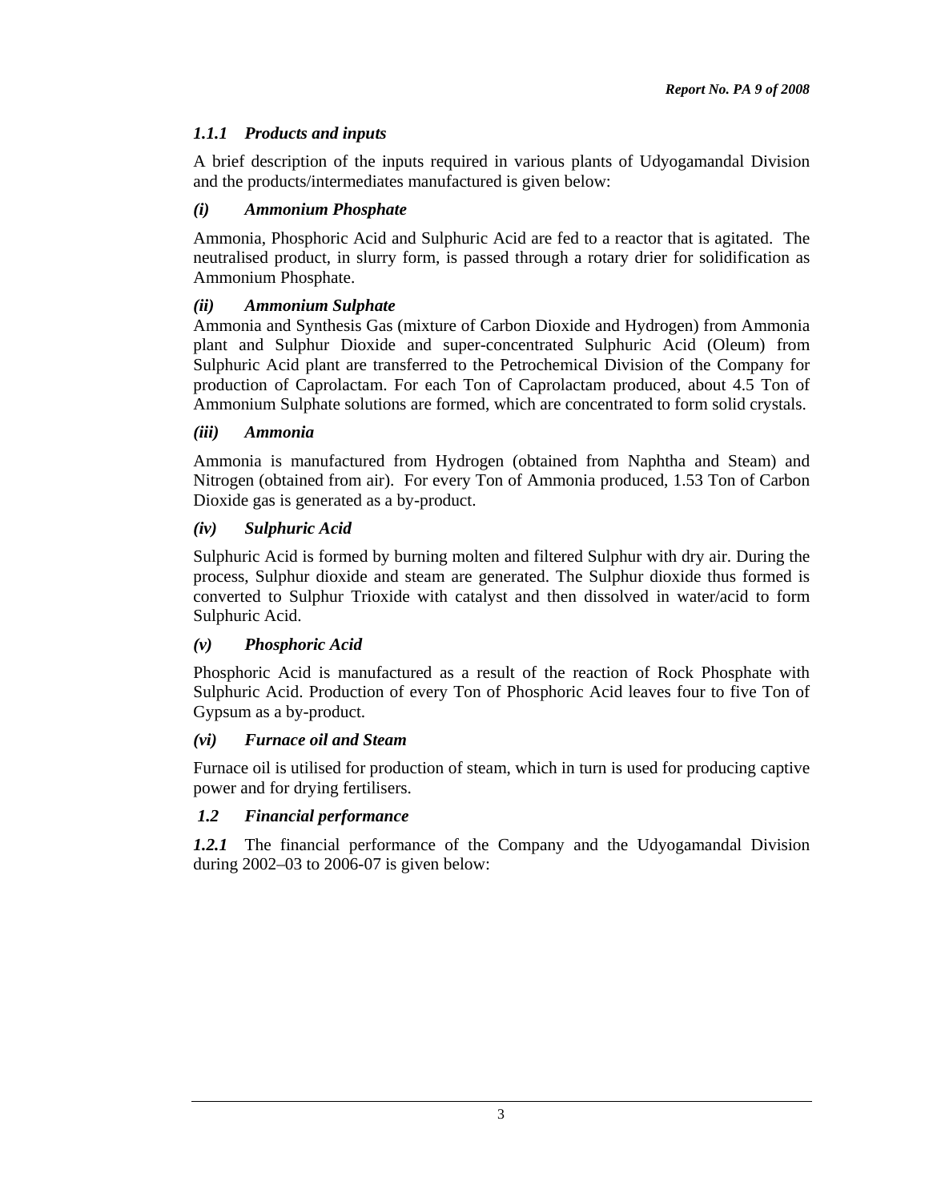### *1.1.1 Products and inputs*

A brief description of the inputs required in various plants of Udyogamandal Division and the products/intermediates manufactured is given below:

#### *(i) Ammonium Phosphate*

Ammonia, Phosphoric Acid and Sulphuric Acid are fed to a reactor that is agitated. The neutralised product, in slurry form, is passed through a rotary drier for solidification as Ammonium Phosphate.

#### *(ii) Ammonium Sulphate*

Ammonia and Synthesis Gas (mixture of Carbon Dioxide and Hydrogen) from Ammonia plant and Sulphur Dioxide and super-concentrated Sulphuric Acid (Oleum) from Sulphuric Acid plant are transferred to the Petrochemical Division of the Company for production of Caprolactam. For each Ton of Caprolactam produced, about 4.5 Ton of Ammonium Sulphate solutions are formed, which are concentrated to form solid crystals.

#### *(iii) Ammonia*

Ammonia is manufactured from Hydrogen (obtained from Naphtha and Steam) and Nitrogen (obtained from air). For every Ton of Ammonia produced, 1.53 Ton of Carbon Dioxide gas is generated as a by-product.

#### *(iv) Sulphuric Acid*

Sulphuric Acid is formed by burning molten and filtered Sulphur with dry air. During the process, Sulphur dioxide and steam are generated. The Sulphur dioxide thus formed is converted to Sulphur Trioxide with catalyst and then dissolved in water/acid to form Sulphuric Acid.

#### *(v) Phosphoric Acid*

Phosphoric Acid is manufactured as a result of the reaction of Rock Phosphate with Sulphuric Acid. Production of every Ton of Phosphoric Acid leaves four to five Ton of Gypsum as a by-product.

#### *(vi) Furnace oil and Steam*

Furnace oil is utilised for production of steam, which in turn is used for producing captive power and for drying fertilisers.

### *1.2 Financial performance*

***1.2.1*** The financial performance of the Company and the Udyogamandal Division during 2002–03 to 2006-07 is given below: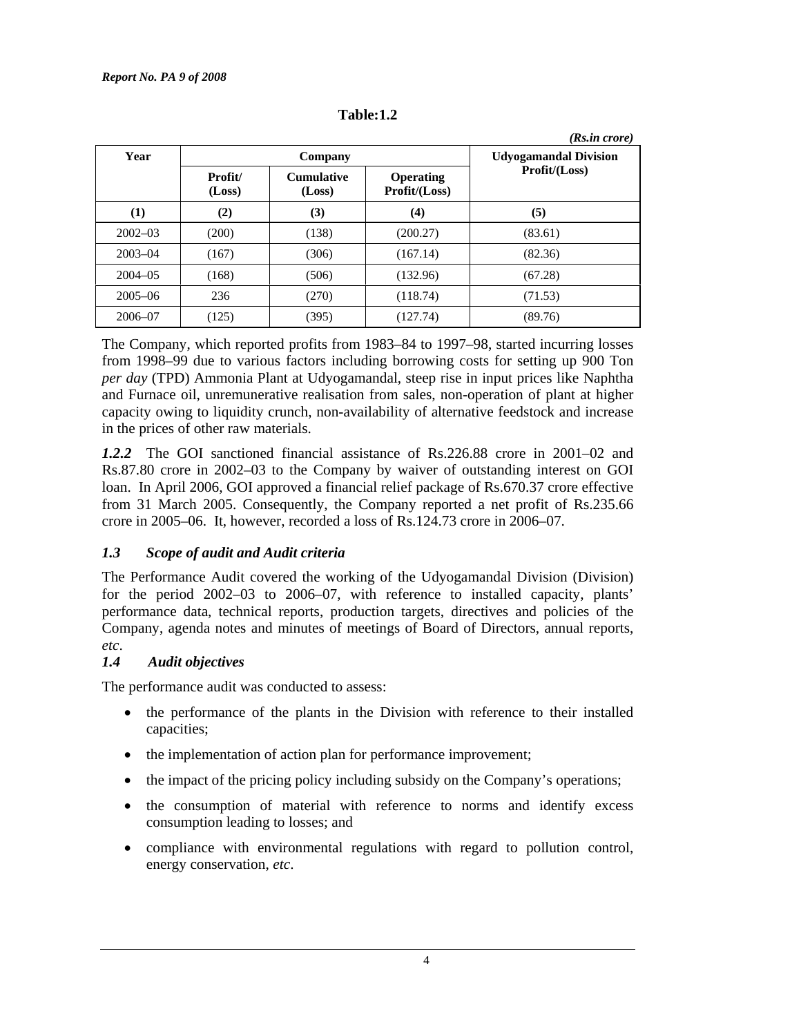**Table:1.2**

*(Rs.in crore)*

| Year | Company | | | Udyogamandal Division Profit/(Loss) |
|---|---|---|---|---|
| | Profit/ (Loss) | Cumulative (Loss) | Operating Profit/(Loss) | |
| (1) | (2) | (3) | (4) | (5) |
| 2002–03 | (200) | (138) | (200.27) | (83.61) |
| 2003–04 | (167) | (306) | (167.14) | (82.36) |
| 2004–05 | (168) | (506) | (132.96) | (67.28) |
| 2005–06 | 236 | (270) | (118.74) | (71.53) |
| 2006–07 | (125) | (395) | (127.74) | (89.76) |

The Company, which reported profits from 1983–84 to 1997–98, started incurring losses from 1998–99 due to various factors including borrowing costs for setting up 900 Ton *per day* (TPD) Ammonia Plant at Udyogamandal, steep rise in input prices like Naphtha and Furnace oil, unremunerative realisation from sales, non-operation of plant at higher capacity owing to liquidity crunch, non-availability of alternative feedstock and increase in the prices of other raw materials.

***1.2.2*** The GOI sanctioned financial assistance of Rs.226.88 crore in 2001–02 and Rs.87.80 crore in 2002–03 to the Company by waiver of outstanding interest on GOI loan. In April 2006, GOI approved a financial relief package of Rs.670.37 crore effective from 31 March 2005. Consequently, the Company reported a net profit of Rs.235.66 crore in 2005–06. It, however, recorded a loss of Rs.124.73 crore in 2006–07.

### *1.3 Scope of audit and Audit criteria*

The Performance Audit covered the working of the Udyogamandal Division (Division) for the period 2002–03 to 2006–07, with reference to installed capacity, plants' performance data, technical reports, production targets, directives and policies of the Company, agenda notes and minutes of meetings of Board of Directors, annual reports, *etc*.

### *1.4 Audit objectives*

The performance audit was conducted to assess:

- the performance of the plants in the Division with reference to their installed capacities;
- the implementation of action plan for performance improvement;
- the impact of the pricing policy including subsidy on the Company's operations;
- the consumption of material with reference to norms and identify excess consumption leading to losses; and
- compliance with environmental regulations with regard to pollution control, energy conservation, *etc*.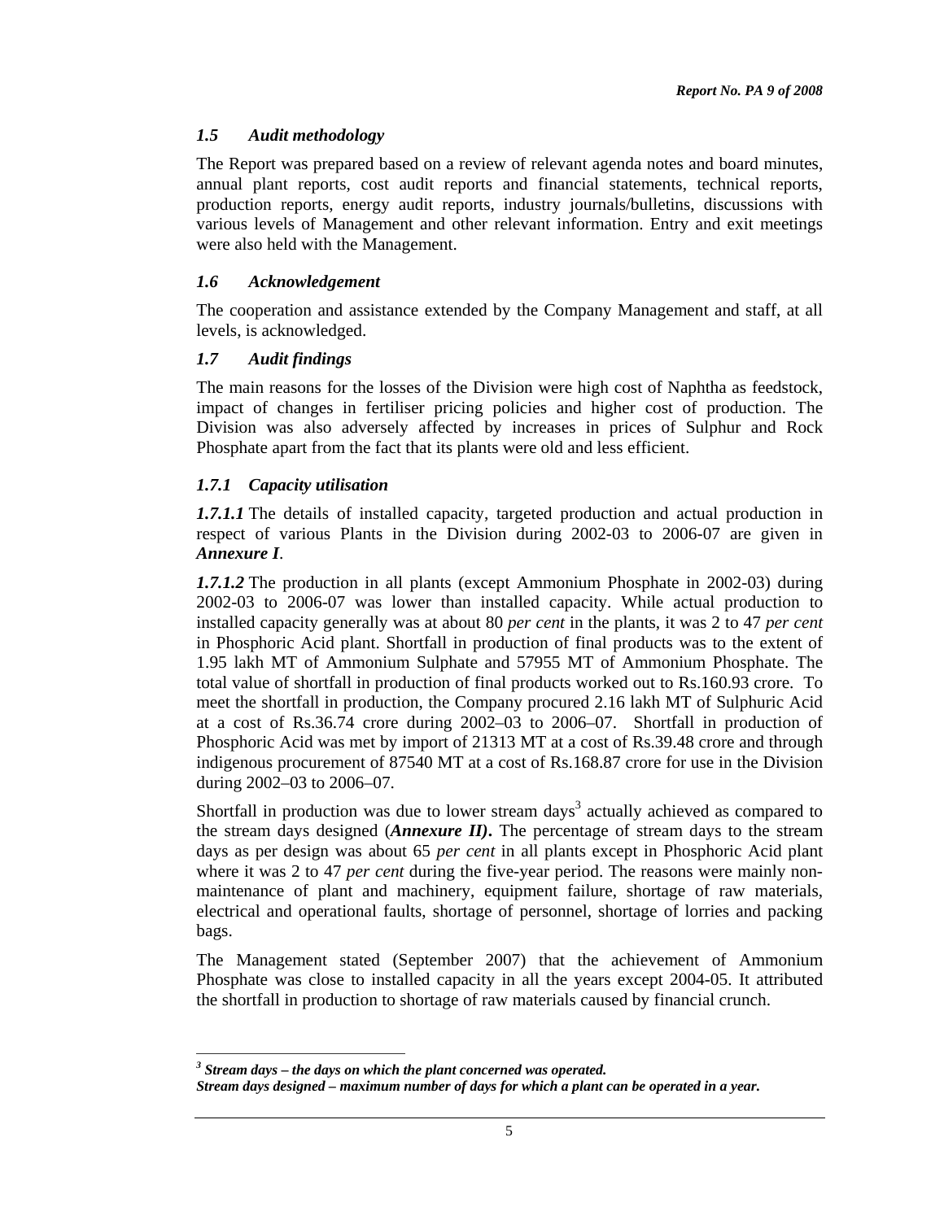### *1.5 Audit methodology*

The Report was prepared based on a review of relevant agenda notes and board minutes, annual plant reports, cost audit reports and financial statements, technical reports, production reports, energy audit reports, industry journals/bulletins, discussions with various levels of Management and other relevant information. Entry and exit meetings were also held with the Management.

### *1.6 Acknowledgement*

The cooperation and assistance extended by the Company Management and staff, at all levels, is acknowledged.

### *1.7 Audit findings*

The main reasons for the losses of the Division were high cost of Naphtha as feedstock, impact of changes in fertiliser pricing policies and higher cost of production. The Division was also adversely affected by increases in prices of Sulphur and Rock Phosphate apart from the fact that its plants were old and less efficient.

#### *1.7.1 Capacity utilisation*

***1.7.1.1*** The details of installed capacity, targeted production and actual production in respect of various Plants in the Division during 2002-03 to 2006-07 are given in ***Annexure I***.

***1.7.1.2*** The production in all plants (except Ammonium Phosphate in 2002-03) during 2002-03 to 2006-07 was lower than installed capacity. While actual production to installed capacity generally was at about 80 *per cent* in the plants, it was 2 to 47 *per cent* in Phosphoric Acid plant. Shortfall in production of final products was to the extent of 1.95 lakh MT of Ammonium Sulphate and 57955 MT of Ammonium Phosphate. The total value of shortfall in production of final products worked out to Rs.160.93 crore. To meet the shortfall in production, the Company procured 2.16 lakh MT of Sulphuric Acid at a cost of Rs.36.74 crore during 2002–03 to 2006–07. Shortfall in production of Phosphoric Acid was met by import of 21313 MT at a cost of Rs.39.48 crore and through indigenous procurement of 87540 MT at a cost of Rs.168.87 crore for use in the Division during 2002–03 to 2006–07.

Shortfall in production was due to lower stream days[3] actually achieved as compared to the stream days designed (***Annexure II)***. The percentage of stream days to the stream days as per design was about 65 *per cent* in all plants except in Phosphoric Acid plant where it was 2 to 47 *per cent* during the five-year period. The reasons were mainly non-maintenance of plant and machinery, equipment failure, shortage of raw materials, electrical and operational faults, shortage of personnel, shortage of lorries and packing bags.

The Management stated (September 2007) that the achievement of Ammonium Phosphate was close to installed capacity in all the years except 2004-05. It attributed the shortfall in production to shortage of raw materials caused by financial crunch.

---

[3] ***Stream days – the days on which the plant concerned was operated.***
***Stream days designed – maximum number of days for which a plant can be operated in a year.***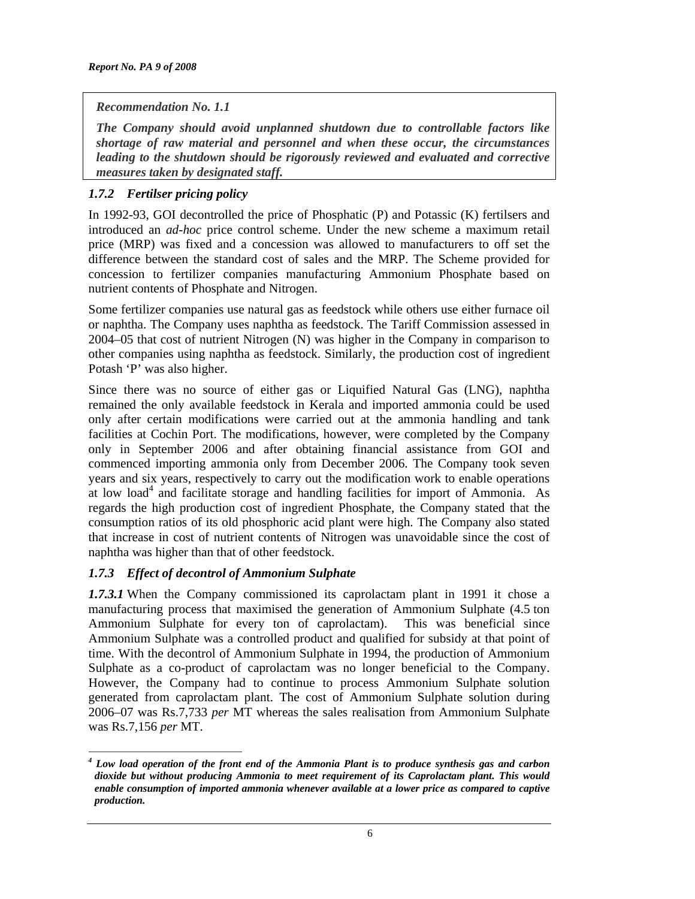> ***Recommendation No. 1.1***
>
> ***The Company should avoid unplanned shutdown due to controllable factors like shortage of raw material and personnel and when these occur, the circumstances leading to the shutdown should be rigorously reviewed and evaluated and corrective measures taken by designated staff.***

### *1.7.2 Fertilser pricing policy*

In 1992-93, GOI decontrolled the price of Phosphatic (P) and Potassic (K) fertilsers and introduced an *ad-hoc* price control scheme. Under the new scheme a maximum retail price (MRP) was fixed and a concession was allowed to manufacturers to off set the difference between the standard cost of sales and the MRP. The Scheme provided for concession to fertilizer companies manufacturing Ammonium Phosphate based on nutrient contents of Phosphate and Nitrogen.

Some fertilizer companies use natural gas as feedstock while others use either furnace oil or naphtha. The Company uses naphtha as feedstock. The Tariff Commission assessed in 2004–05 that cost of nutrient Nitrogen (N) was higher in the Company in comparison to other companies using naphtha as feedstock. Similarly, the production cost of ingredient Potash 'P' was also higher.

Since there was no source of either gas or Liquified Natural Gas (LNG), naphtha remained the only available feedstock in Kerala and imported ammonia could be used only after certain modifications were carried out at the ammonia handling and tank facilities at Cochin Port. The modifications, however, were completed by the Company only in September 2006 and after obtaining financial assistance from GOI and commenced importing ammonia only from December 2006. The Company took seven years and six years, respectively to carry out the modification work to enable operations at low load[4] and facilitate storage and handling facilities for import of Ammonia. As regards the high production cost of ingredient Phosphate, the Company stated that the consumption ratios of its old phosphoric acid plant were high. The Company also stated that increase in cost of nutrient contents of Nitrogen was unavoidable since the cost of naphtha was higher than that of other feedstock.

### *1.7.3 Effect of decontrol of Ammonium Sulphate*

***1.7.3.1*** When the Company commissioned its caprolactam plant in 1991 it chose a manufacturing process that maximised the generation of Ammonium Sulphate (4.5 ton Ammonium Sulphate for every ton of caprolactam). This was beneficial since Ammonium Sulphate was a controlled product and qualified for subsidy at that point of time. With the decontrol of Ammonium Sulphate in 1994, the production of Ammonium Sulphate as a co-product of caprolactam was no longer beneficial to the Company. However, the Company had to continue to process Ammonium Sulphate solution generated from caprolactam plant. The cost of Ammonium Sulphate solution during 2006–07 was Rs.7,733 *per* MT whereas the sales realisation from Ammonium Sulphate was Rs.7,156 *per* MT.

---

[4] ***Low load operation of the front end of the Ammonia Plant is to produce synthesis gas and carbon dioxide but without producing Ammonia to meet requirement of its Caprolactam plant. This would enable consumption of imported ammonia whenever available at a lower price as compared to captive production.***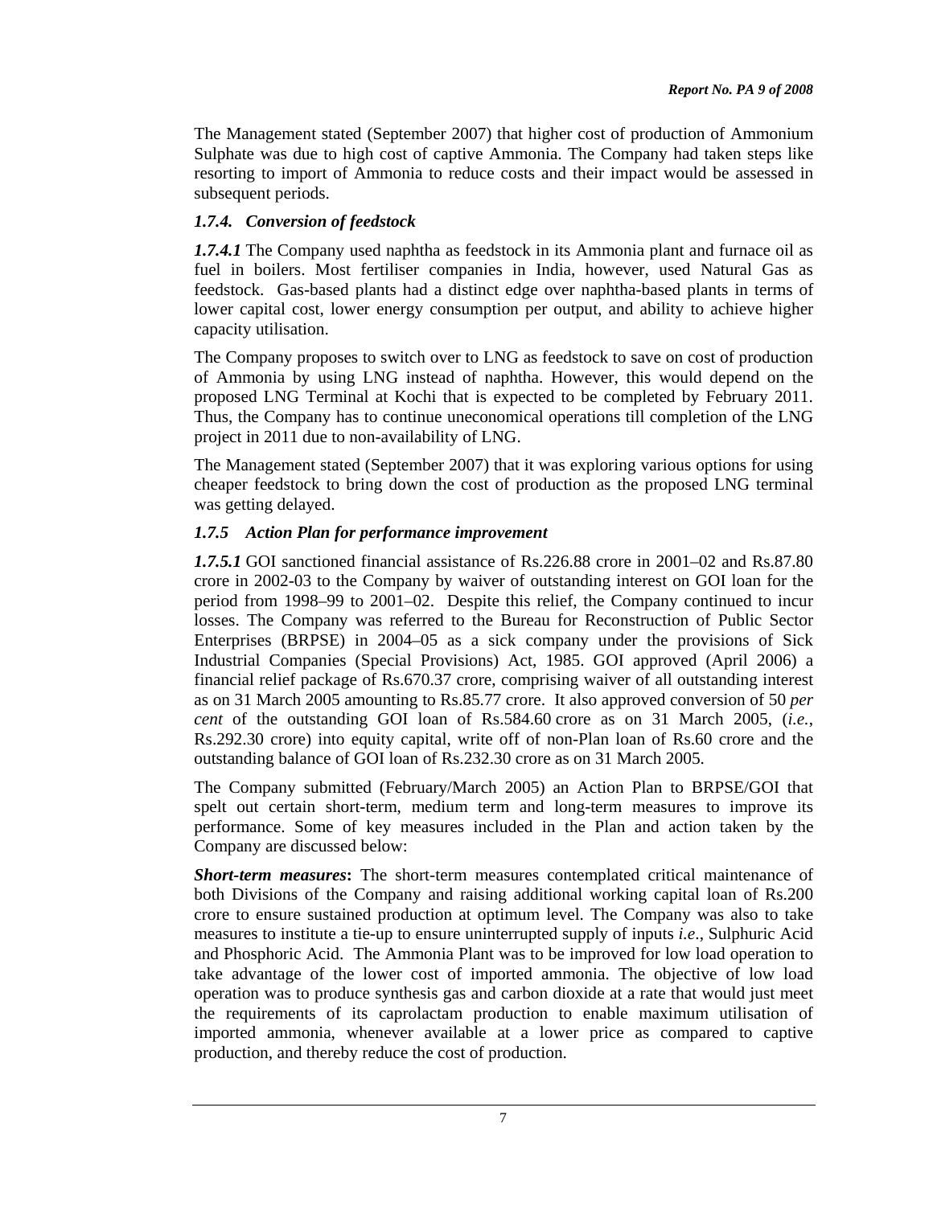The Management stated (September 2007) that higher cost of production of Ammonium Sulphate was due to high cost of captive Ammonia. The Company had taken steps like resorting to import of Ammonia to reduce costs and their impact would be assessed in subsequent periods.

### *1.7.4. Conversion of feedstock*

***1.7.4.1*** The Company used naphtha as feedstock in its Ammonia plant and furnace oil as fuel in boilers. Most fertiliser companies in India, however, used Natural Gas as feedstock. Gas-based plants had a distinct edge over naphtha-based plants in terms of lower capital cost, lower energy consumption per output, and ability to achieve higher capacity utilisation.

The Company proposes to switch over to LNG as feedstock to save on cost of production of Ammonia by using LNG instead of naphtha. However, this would depend on the proposed LNG Terminal at Kochi that is expected to be completed by February 2011. Thus, the Company has to continue uneconomical operations till completion of the LNG project in 2011 due to non-availability of LNG.

The Management stated (September 2007) that it was exploring various options for using cheaper feedstock to bring down the cost of production as the proposed LNG terminal was getting delayed.

### *1.7.5 Action Plan for performance improvement*

***1.7.5.1*** GOI sanctioned financial assistance of Rs.226.88 crore in 2001–02 and Rs.87.80 crore in 2002-03 to the Company by waiver of outstanding interest on GOI loan for the period from 1998–99 to 2001–02. Despite this relief, the Company continued to incur losses. The Company was referred to the Bureau for Reconstruction of Public Sector Enterprises (BRPSE) in 2004–05 as a sick company under the provisions of Sick Industrial Companies (Special Provisions) Act, 1985. GOI approved (April 2006) a financial relief package of Rs.670.37 crore, comprising waiver of all outstanding interest as on 31 March 2005 amounting to Rs.85.77 crore. It also approved conversion of 50 *per cent* of the outstanding GOI loan of Rs.584.60 crore as on 31 March 2005, (*i.e.*, Rs.292.30 crore) into equity capital, write off of non-Plan loan of Rs.60 crore and the outstanding balance of GOI loan of Rs.232.30 crore as on 31 March 2005.

The Company submitted (February/March 2005) an Action Plan to BRPSE/GOI that spelt out certain short-term, medium term and long-term measures to improve its performance. Some of key measures included in the Plan and action taken by the Company are discussed below:

***Short-term measures*:** The short-term measures contemplated critical maintenance of both Divisions of the Company and raising additional working capital loan of Rs.200 crore to ensure sustained production at optimum level. The Company was also to take measures to institute a tie-up to ensure uninterrupted supply of inputs *i.e*., Sulphuric Acid and Phosphoric Acid. The Ammonia Plant was to be improved for low load operation to take advantage of the lower cost of imported ammonia. The objective of low load operation was to produce synthesis gas and carbon dioxide at a rate that would just meet the requirements of its caprolactam production to enable maximum utilisation of imported ammonia, whenever available at a lower price as compared to captive production, and thereby reduce the cost of production.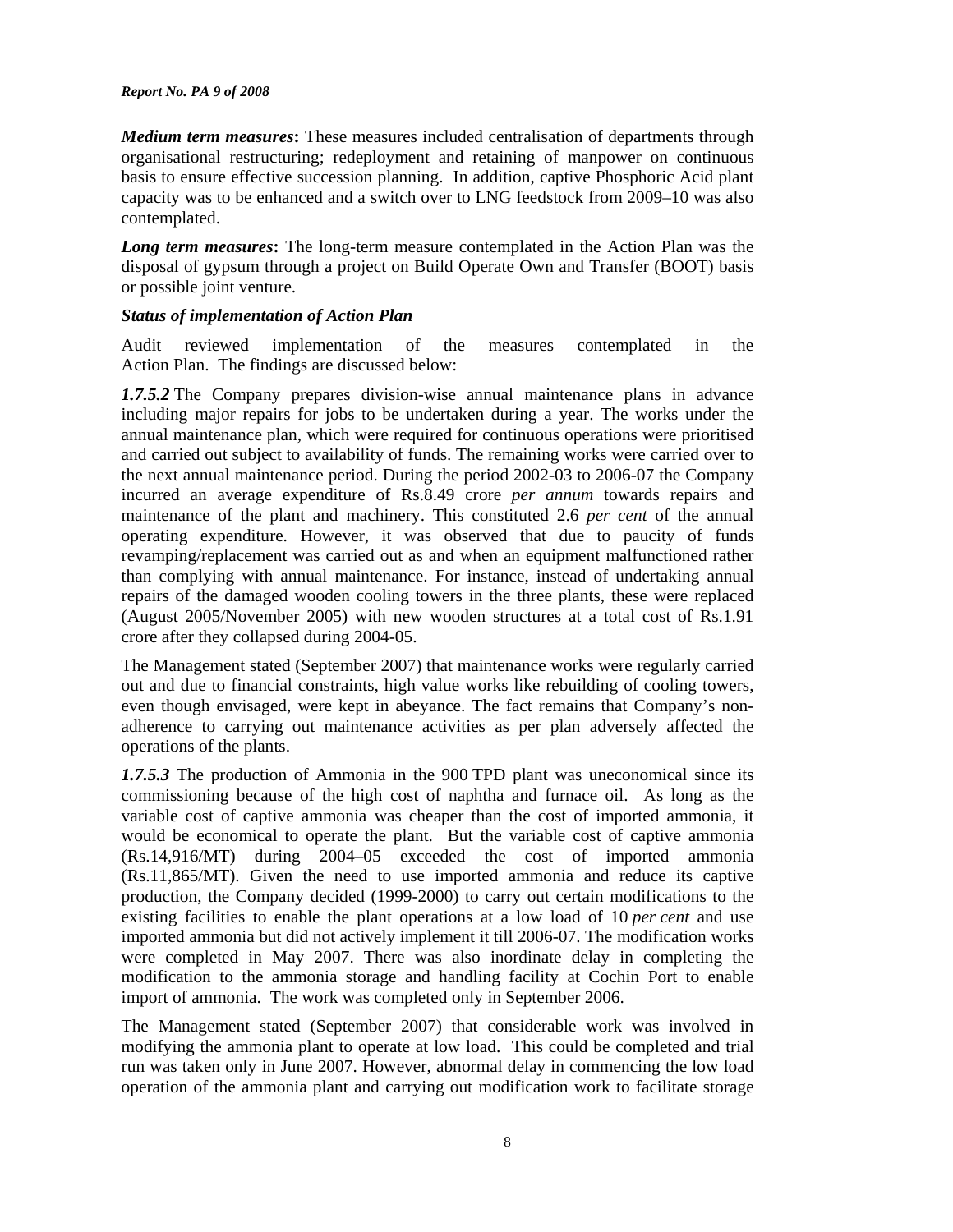***Medium term measures*:** These measures included centralisation of departments through organisational restructuring; redeployment and retaining of manpower on continuous basis to ensure effective succession planning. In addition, captive Phosphoric Acid plant capacity was to be enhanced and a switch over to LNG feedstock from 2009–10 was also contemplated.

***Long term measures*:** The long-term measure contemplated in the Action Plan was the disposal of gypsum through a project on Build Operate Own and Transfer (BOOT) basis or possible joint venture.

***Status of implementation of Action Plan***

Audit reviewed implementation of the measures contemplated in the Action Plan. The findings are discussed below:

***1.7.5.2*** The Company prepares division-wise annual maintenance plans in advance including major repairs for jobs to be undertaken during a year. The works under the annual maintenance plan, which were required for continuous operations were prioritised and carried out subject to availability of funds. The remaining works were carried over to the next annual maintenance period. During the period 2002-03 to 2006-07 the Company incurred an average expenditure of Rs.8.49 crore *per annum* towards repairs and maintenance of the plant and machinery. This constituted 2.6 *per cent* of the annual operating expenditure. However, it was observed that due to paucity of funds revamping/replacement was carried out as and when an equipment malfunctioned rather than complying with annual maintenance. For instance, instead of undertaking annual repairs of the damaged wooden cooling towers in the three plants, these were replaced (August 2005/November 2005) with new wooden structures at a total cost of Rs.1.91 crore after they collapsed during 2004-05.

The Management stated (September 2007) that maintenance works were regularly carried out and due to financial constraints, high value works like rebuilding of cooling towers, even though envisaged, were kept in abeyance. The fact remains that Company's non-adherence to carrying out maintenance activities as per plan adversely affected the operations of the plants.

***1.7.5.3*** The production of Ammonia in the 900 TPD plant was uneconomical since its commissioning because of the high cost of naphtha and furnace oil. As long as the variable cost of captive ammonia was cheaper than the cost of imported ammonia, it would be economical to operate the plant. But the variable cost of captive ammonia (Rs.14,916/MT) during 2004–05 exceeded the cost of imported ammonia (Rs.11,865/MT). Given the need to use imported ammonia and reduce its captive production, the Company decided (1999-2000) to carry out certain modifications to the existing facilities to enable the plant operations at a low load of 10 *per cent* and use imported ammonia but did not actively implement it till 2006-07. The modification works were completed in May 2007. There was also inordinate delay in completing the modification to the ammonia storage and handling facility at Cochin Port to enable import of ammonia. The work was completed only in September 2006.

The Management stated (September 2007) that considerable work was involved in modifying the ammonia plant to operate at low load. This could be completed and trial run was taken only in June 2007. However, abnormal delay in commencing the low load operation of the ammonia plant and carrying out modification work to facilitate storage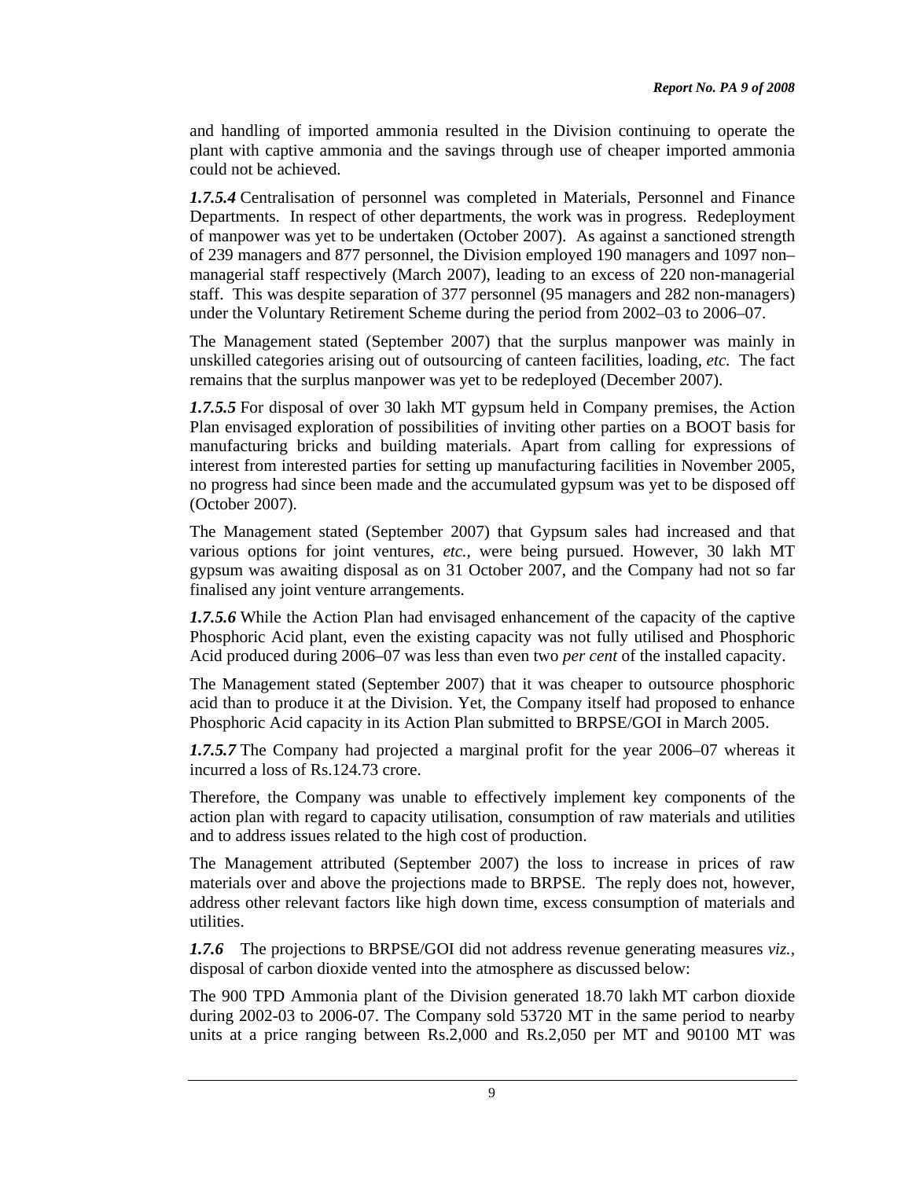and handling of imported ammonia resulted in the Division continuing to operate the plant with captive ammonia and the savings through use of cheaper imported ammonia could not be achieved.

***1.7.5.4*** Centralisation of personnel was completed in Materials, Personnel and Finance Departments. In respect of other departments, the work was in progress. Redeployment of manpower was yet to be undertaken (October 2007). As against a sanctioned strength of 239 managers and 877 personnel, the Division employed 190 managers and 1097 non–managerial staff respectively (March 2007), leading to an excess of 220 non-managerial staff. This was despite separation of 377 personnel (95 managers and 282 non-managers) under the Voluntary Retirement Scheme during the period from 2002–03 to 2006–07.

The Management stated (September 2007) that the surplus manpower was mainly in unskilled categories arising out of outsourcing of canteen facilities, loading, *etc.* The fact remains that the surplus manpower was yet to be redeployed (December 2007).

***1.7.5.5*** For disposal of over 30 lakh MT gypsum held in Company premises, the Action Plan envisaged exploration of possibilities of inviting other parties on a BOOT basis for manufacturing bricks and building materials. Apart from calling for expressions of interest from interested parties for setting up manufacturing facilities in November 2005, no progress had since been made and the accumulated gypsum was yet to be disposed off (October 2007).

The Management stated (September 2007) that Gypsum sales had increased and that various options for joint ventures, *etc.,* were being pursued. However, 30 lakh MT gypsum was awaiting disposal as on 31 October 2007, and the Company had not so far finalised any joint venture arrangements.

***1.7.5.6*** While the Action Plan had envisaged enhancement of the capacity of the captive Phosphoric Acid plant, even the existing capacity was not fully utilised and Phosphoric Acid produced during 2006–07 was less than even two *per cent* of the installed capacity.

The Management stated (September 2007) that it was cheaper to outsource phosphoric acid than to produce it at the Division. Yet, the Company itself had proposed to enhance Phosphoric Acid capacity in its Action Plan submitted to BRPSE/GOI in March 2005.

***1.7.5.7*** The Company had projected a marginal profit for the year 2006–07 whereas it incurred a loss of Rs.124.73 crore.

Therefore, the Company was unable to effectively implement key components of the action plan with regard to capacity utilisation, consumption of raw materials and utilities and to address issues related to the high cost of production.

The Management attributed (September 2007) the loss to increase in prices of raw materials over and above the projections made to BRPSE. The reply does not, however, address other relevant factors like high down time, excess consumption of materials and utilities.

***1.7.6*** The projections to BRPSE/GOI did not address revenue generating measures *viz.*, disposal of carbon dioxide vented into the atmosphere as discussed below:

The 900 TPD Ammonia plant of the Division generated 18.70 lakh MT carbon dioxide during 2002-03 to 2006-07. The Company sold 53720 MT in the same period to nearby units at a price ranging between Rs.2,000 and Rs.2,050 per MT and 90100 MT was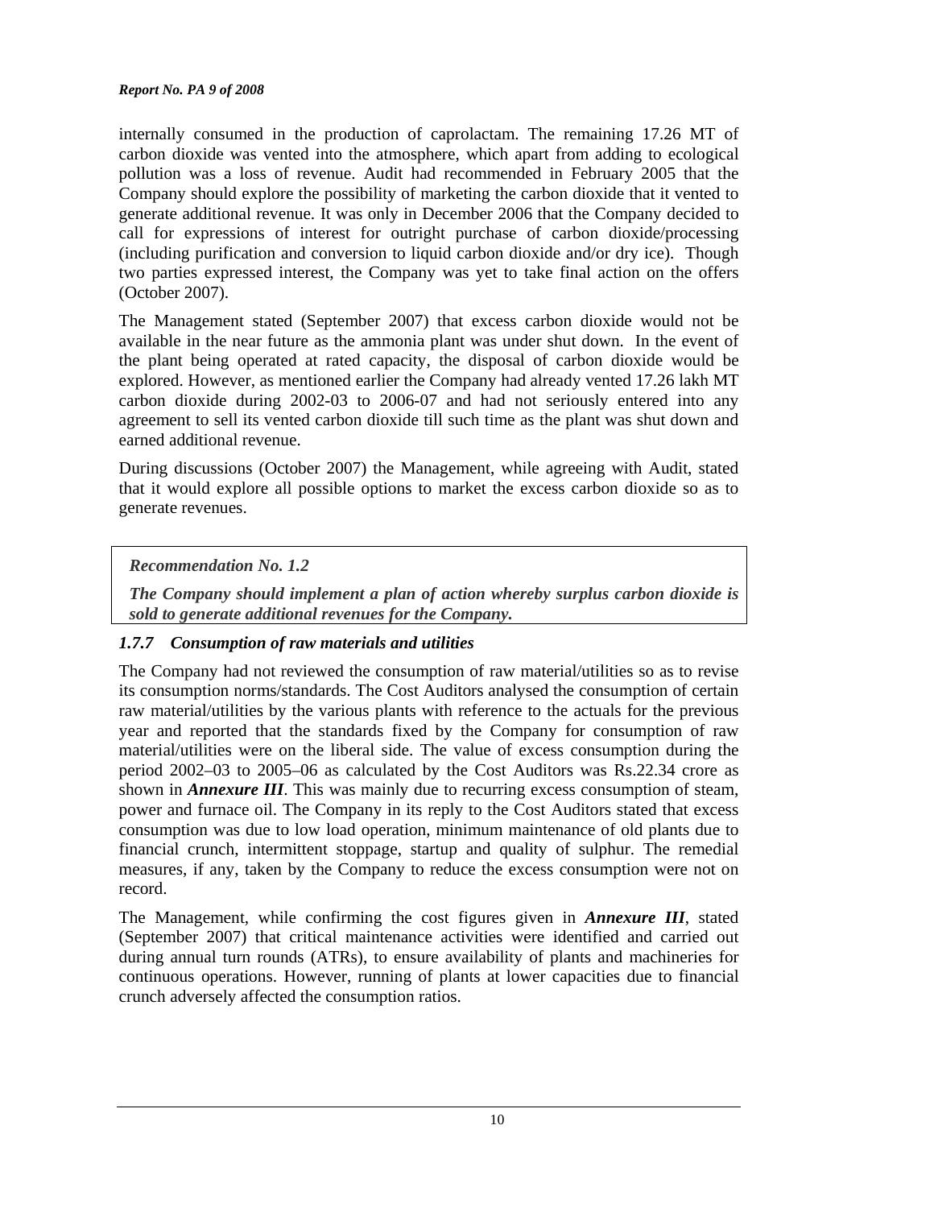internally consumed in the production of caprolactam. The remaining 17.26 MT of carbon dioxide was vented into the atmosphere, which apart from adding to ecological pollution was a loss of revenue. Audit had recommended in February 2005 that the Company should explore the possibility of marketing the carbon dioxide that it vented to generate additional revenue. It was only in December 2006 that the Company decided to call for expressions of interest for outright purchase of carbon dioxide/processing (including purification and conversion to liquid carbon dioxide and/or dry ice). Though two parties expressed interest, the Company was yet to take final action on the offers (October 2007).

The Management stated (September 2007) that excess carbon dioxide would not be available in the near future as the ammonia plant was under shut down. In the event of the plant being operated at rated capacity, the disposal of carbon dioxide would be explored. However, as mentioned earlier the Company had already vented 17.26 lakh MT carbon dioxide during 2002-03 to 2006-07 and had not seriously entered into any agreement to sell its vented carbon dioxide till such time as the plant was shut down and earned additional revenue.

During discussions (October 2007) the Management, while agreeing with Audit, stated that it would explore all possible options to market the excess carbon dioxide so as to generate revenues.

> ***Recommendation No. 1.2***
>
> ***The Company should implement a plan of action whereby surplus carbon dioxide is sold to generate additional revenues for the Company.***

### *1.7.7 Consumption of raw materials and utilities*

The Company had not reviewed the consumption of raw material/utilities so as to revise its consumption norms/standards. The Cost Auditors analysed the consumption of certain raw material/utilities by the various plants with reference to the actuals for the previous year and reported that the standards fixed by the Company for consumption of raw material/utilities were on the liberal side. The value of excess consumption during the period 2002–03 to 2005–06 as calculated by the Cost Auditors was Rs.22.34 crore as shown in ***Annexure III***. This was mainly due to recurring excess consumption of steam, power and furnace oil. The Company in its reply to the Cost Auditors stated that excess consumption was due to low load operation, minimum maintenance of old plants due to financial crunch, intermittent stoppage, startup and quality of sulphur. The remedial measures, if any, taken by the Company to reduce the excess consumption were not on record.

The Management, while confirming the cost figures given in ***Annexure III***, stated (September 2007) that critical maintenance activities were identified and carried out during annual turn rounds (ATRs), to ensure availability of plants and machineries for continuous operations. However, running of plants at lower capacities due to financial crunch adversely affected the consumption ratios.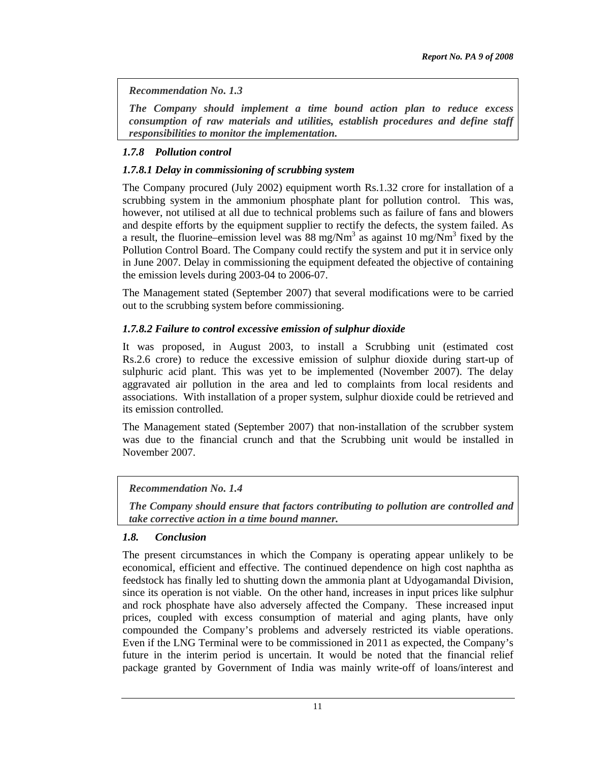> ***Recommendation No. 1.3***
>
> ***The Company should implement a time bound action plan to reduce excess consumption of raw materials and utilities, establish procedures and define staff responsibilities to monitor the implementation.***

### *1.7.8 Pollution control*

#### *1.7.8.1 Delay in commissioning of scrubbing system*

The Company procured (July 2002) equipment worth Rs.1.32 crore for installation of a scrubbing system in the ammonium phosphate plant for pollution control. This was, however, not utilised at all due to technical problems such as failure of fans and blowers and despite efforts by the equipment supplier to rectify the defects, the system failed. As a result, the fluorine–emission level was 88 mg/Nm$^3$ as against 10 mg/Nm$^3$ fixed by the Pollution Control Board. The Company could rectify the system and put it in service only in June 2007. Delay in commissioning the equipment defeated the objective of containing the emission levels during 2003-04 to 2006-07.

The Management stated (September 2007) that several modifications were to be carried out to the scrubbing system before commissioning.

#### *1.7.8.2 Failure to control excessive emission of sulphur dioxide*

It was proposed, in August 2003, to install a Scrubbing unit (estimated cost Rs.2.6 crore) to reduce the excessive emission of sulphur dioxide during start-up of sulphuric acid plant. This was yet to be implemented (November 2007). The delay aggravated air pollution in the area and led to complaints from local residents and associations. With installation of a proper system, sulphur dioxide could be retrieved and its emission controlled.

The Management stated (September 2007) that non-installation of the scrubber system was due to the financial crunch and that the Scrubbing unit would be installed in November 2007.

> ***Recommendation No. 1.4***
>
> ***The Company should ensure that factors contributing to pollution are controlled and take corrective action in a time bound manner.***

### *1.8. Conclusion*

The present circumstances in which the Company is operating appear unlikely to be economical, efficient and effective. The continued dependence on high cost naphtha as feedstock has finally led to shutting down the ammonia plant at Udyogamandal Division, since its operation is not viable. On the other hand, increases in input prices like sulphur and rock phosphate have also adversely affected the Company. These increased input prices, coupled with excess consumption of material and aging plants, have only compounded the Company's problems and adversely restricted its viable operations. Even if the LNG Terminal were to be commissioned in 2011 as expected, the Company's future in the interim period is uncertain. It would be noted that the financial relief package granted by Government of India was mainly write-off of loans/interest and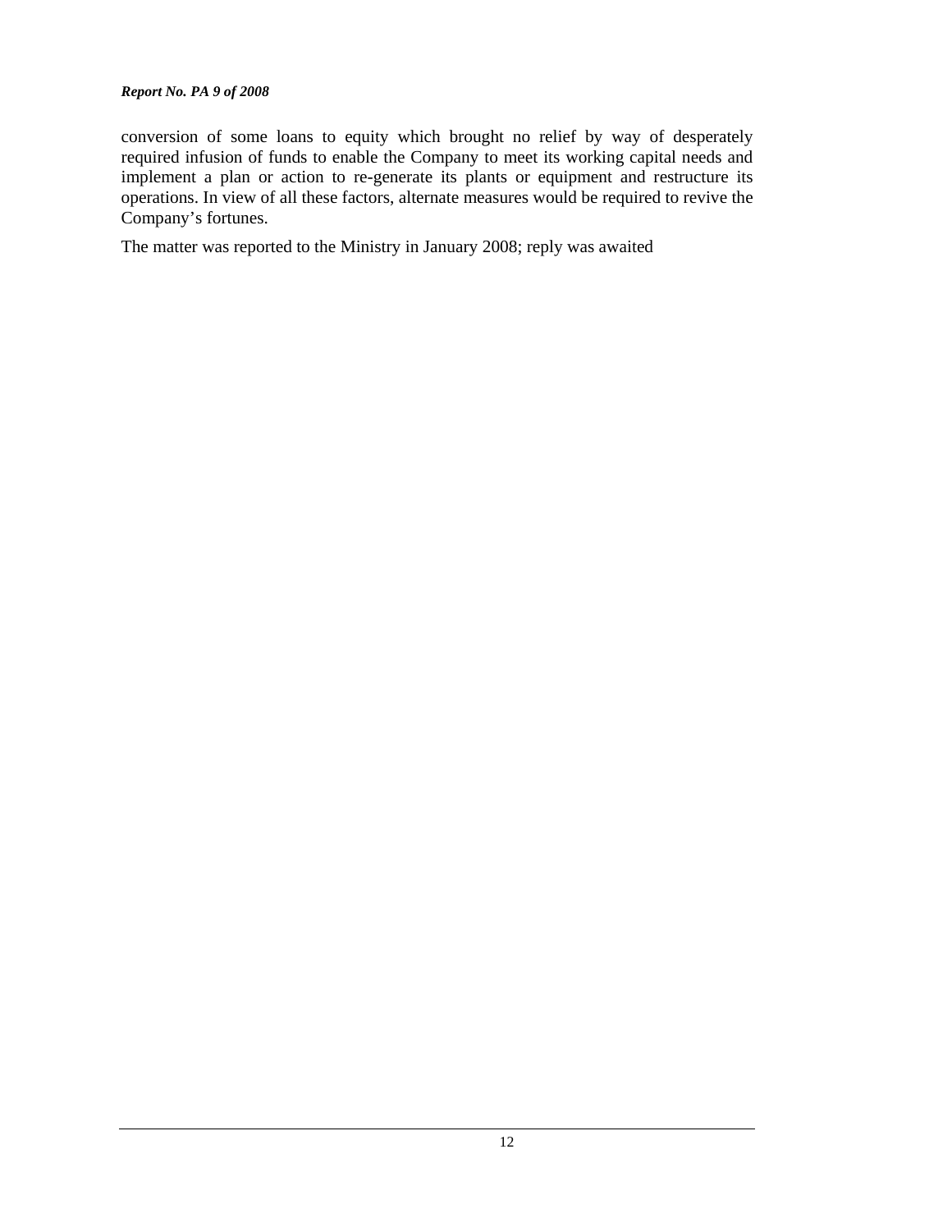conversion of some loans to equity which brought no relief by way of desperately required infusion of funds to enable the Company to meet its working capital needs and implement a plan or action to re-generate its plants or equipment and restructure its operations. In view of all these factors, alternate measures would be required to revive the Company's fortunes.

The matter was reported to the Ministry in January 2008; reply was awaited